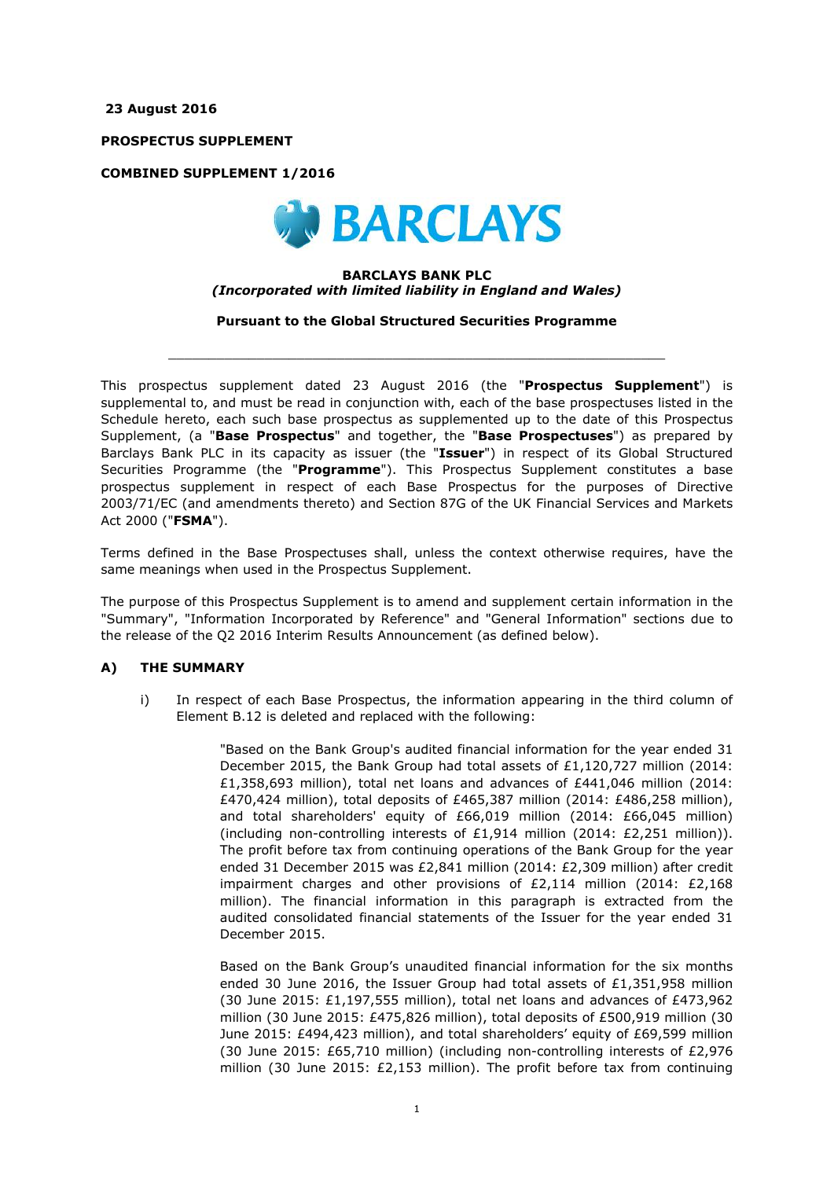**23 August 2016**

**PROSPECTUS SUPPLEMENT**

**COMBINED SUPPLEMENT 1/2016**

**BARCLAYS**

**BARCLAYS BANK PLC**
***(Incorporated with limited liability in England and Wales)***

**Pursuant to the Global Structured Securities Programme**

---

This prospectus supplement dated 23 August 2016 (the "**Prospectus Supplement**") is supplemental to, and must be read in conjunction with, each of the base prospectuses listed in the Schedule hereto, each such base prospectus as supplemented up to the date of this Prospectus Supplement, (a "**Base Prospectus**" and together, the "**Base Prospectuses**") as prepared by Barclays Bank PLC in its capacity as issuer (the "**Issuer**") in respect of its Global Structured Securities Programme (the "**Programme**"). This Prospectus Supplement constitutes a base prospectus supplement in respect of each Base Prospectus for the purposes of Directive 2003/71/EC (and amendments thereto) and Section 87G of the UK Financial Services and Markets Act 2000 ("**FSMA**").

Terms defined in the Base Prospectuses shall, unless the context otherwise requires, have the same meanings when used in the Prospectus Supplement.

The purpose of this Prospectus Supplement is to amend and supplement certain information in the "Summary", "Information Incorporated by Reference" and "General Information" sections due to the release of the Q2 2016 Interim Results Announcement (as defined below).

## A) THE SUMMARY

i) In respect of each Base Prospectus, the information appearing in the third column of Element B.12 is deleted and replaced with the following:

> "Based on the Bank Group's audited financial information for the year ended 31 December 2015, the Bank Group had total assets of £1,120,727 million (2014: £1,358,693 million), total net loans and advances of £441,046 million (2014: £470,424 million), total deposits of £465,387 million (2014: £486,258 million), and total shareholders' equity of £66,019 million (2014: £66,045 million) (including non-controlling interests of £1,914 million (2014: £2,251 million)). The profit before tax from continuing operations of the Bank Group for the year ended 31 December 2015 was £2,841 million (2014: £2,309 million) after credit impairment charges and other provisions of £2,114 million (2014: £2,168 million). The financial information in this paragraph is extracted from the audited consolidated financial statements of the Issuer for the year ended 31 December 2015.
>
> Based on the Bank Group's unaudited financial information for the six months ended 30 June 2016, the Issuer Group had total assets of £1,351,958 million (30 June 2015: £1,197,555 million), total net loans and advances of £473,962 million (30 June 2015: £475,826 million), total deposits of £500,919 million (30 June 2015: £494,423 million), and total shareholders' equity of £69,599 million (30 June 2015: £65,710 million) (including non-controlling interests of £2,976 million (30 June 2015: £2,153 million). The profit before tax from continuing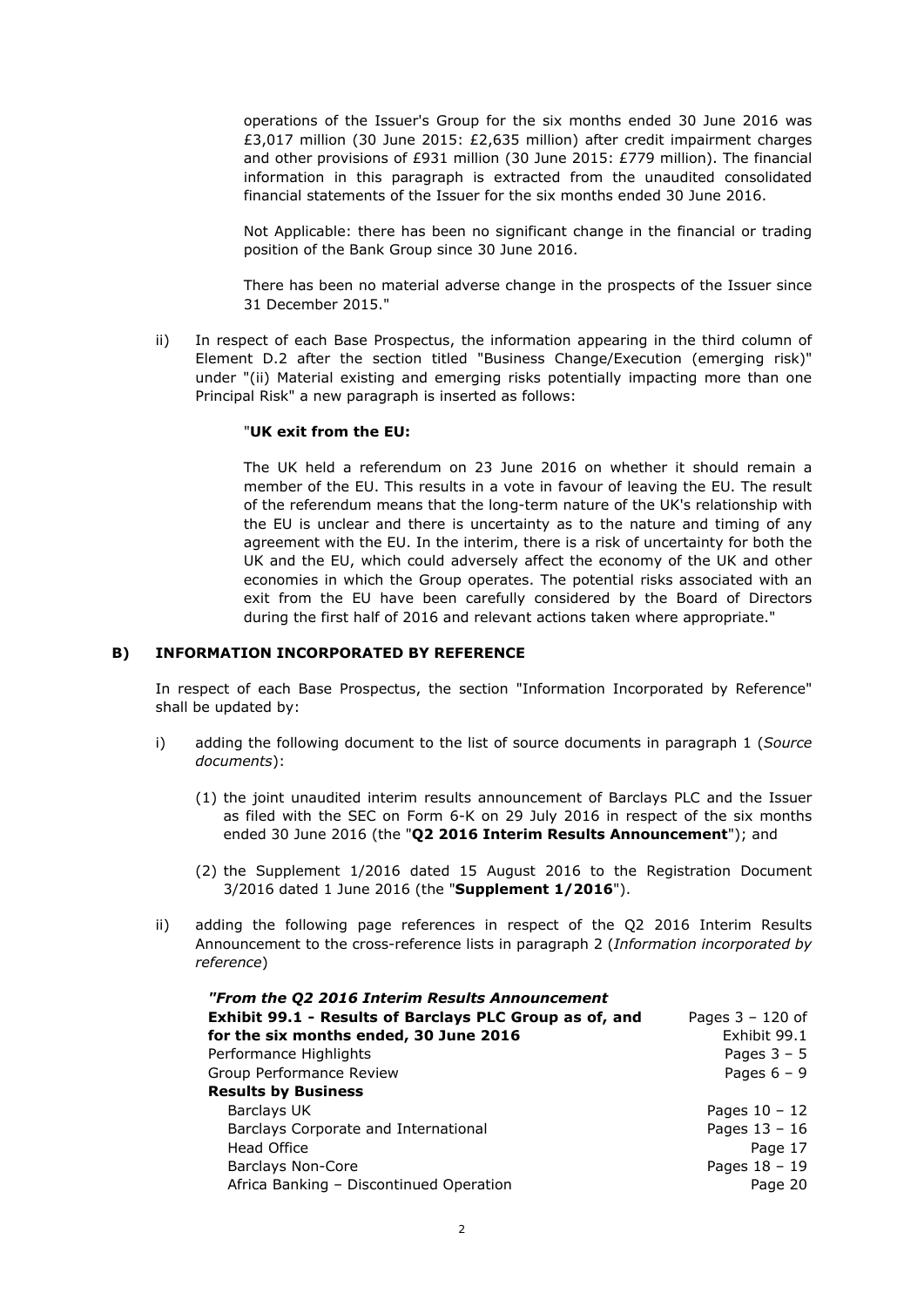operations of the Issuer's Group for the six months ended 30 June 2016 was £3,017 million (30 June 2015: £2,635 million) after credit impairment charges and other provisions of £931 million (30 June 2015: £779 million). The financial information in this paragraph is extracted from the unaudited consolidated financial statements of the Issuer for the six months ended 30 June 2016.

Not Applicable: there has been no significant change in the financial or trading position of the Bank Group since 30 June 2016.

There has been no material adverse change in the prospects of the Issuer since 31 December 2015."

ii) In respect of each Base Prospectus, the information appearing in the third column of Element D.2 after the section titled "Business Change/Execution (emerging risk)" under "(ii) Material existing and emerging risks potentially impacting more than one Principal Risk" a new paragraph is inserted as follows:

"**UK exit from the EU:**

The UK held a referendum on 23 June 2016 on whether it should remain a member of the EU. This results in a vote in favour of leaving the EU. The result of the referendum means that the long-term nature of the UK's relationship with the EU is unclear and there is uncertainty as to the nature and timing of any agreement with the EU. In the interim, there is a risk of uncertainty for both the UK and the EU, which could adversely affect the economy of the UK and other economies in which the Group operates. The potential risks associated with an exit from the EU have been carefully considered by the Board of Directors during the first half of 2016 and relevant actions taken where appropriate."

## B) INFORMATION INCORPORATED BY REFERENCE

In respect of each Base Prospectus, the section "Information Incorporated by Reference" shall be updated by:

i) adding the following document to the list of source documents in paragraph 1 (*Source documents*):

   (1) the joint unaudited interim results announcement of Barclays PLC and the Issuer as filed with the SEC on Form 6-K on 29 July 2016 in respect of the six months ended 30 June 2016 (the "**Q2 2016 Interim Results Announcement**"); and

   (2) the Supplement 1/2016 dated 15 August 2016 to the Registration Document 3/2016 dated 1 June 2016 (the "**Supplement 1/2016**").

ii) adding the following page references in respect of the Q2 2016 Interim Results Announcement to the cross-reference lists in paragraph 2 (*Information incorporated by reference*)

| ***"From the Q2 2016 Interim Results Announcement*** | |
|---|---|
| **Exhibit 99.1 - Results of Barclays PLC Group as of, and for the six months ended, 30 June 2016** | Pages 3 – 120 of Exhibit 99.1 |
| Performance Highlights | Pages 3 – 5 |
| Group Performance Review | Pages 6 – 9 |
| **Results by Business** | |
| Barclays UK | Pages 10 – 12 |
| Barclays Corporate and International | Pages 13 – 16 |
| Head Office | Page 17 |
| Barclays Non-Core | Pages 18 – 19 |
| Africa Banking – Discontinued Operation | Page 20 |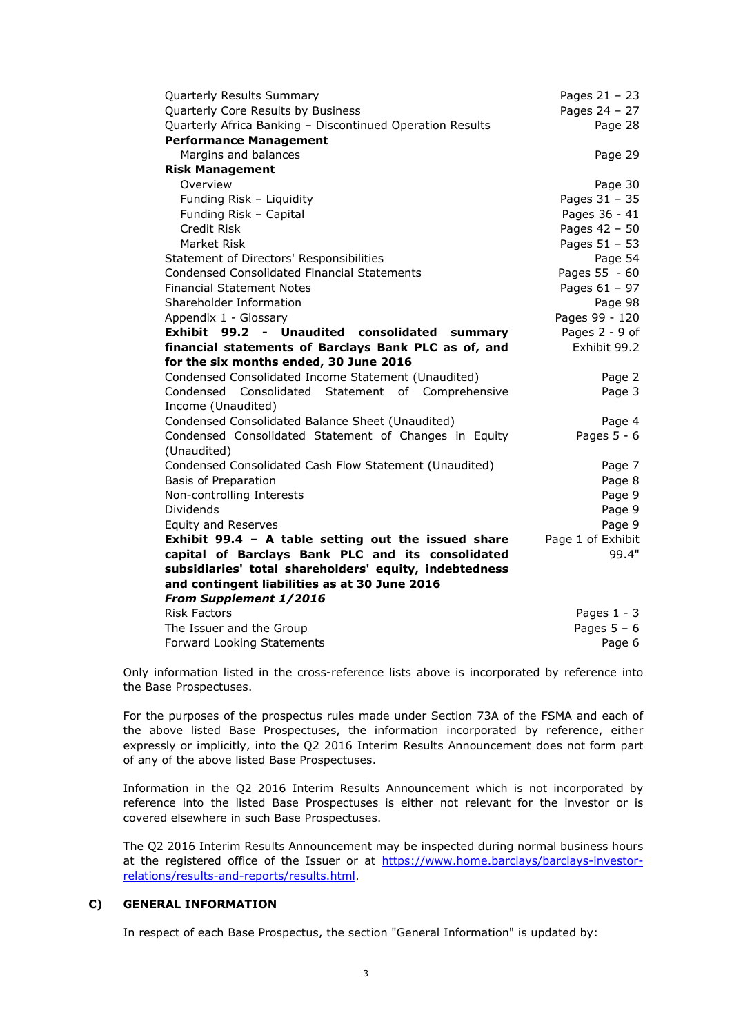| | |
|---|---|
| Quarterly Results Summary | Pages 21 – 23 |
| Quarterly Core Results by Business | Pages 24 – 27 |
| Quarterly Africa Banking – Discontinued Operation Results | Page 28 |
| **Performance Management** | |
| Margins and balances | Page 29 |
| **Risk Management** | |
| Overview | Page 30 |
| Funding Risk – Liquidity | Pages 31 – 35 |
| Funding Risk – Capital | Pages 36 - 41 |
| Credit Risk | Pages 42 – 50 |
| Market Risk | Pages 51 – 53 |
| Statement of Directors' Responsibilities | Page 54 |
| Condensed Consolidated Financial Statements | Pages 55 - 60 |
| Financial Statement Notes | Pages 61 – 97 |
| Shareholder Information | Page 98 |
| Appendix 1 - Glossary | Pages 99 - 120 |
| **Exhibit 99.2 - Unaudited consolidated summary financial statements of Barclays Bank PLC as of, and for the six months ended, 30 June 2016** | Pages 2 - 9 of Exhibit 99.2 |
| Condensed Consolidated Income Statement (Unaudited) | Page 2 |
| Condensed Consolidated Statement of Comprehensive Income (Unaudited) | Page 3 |
| Condensed Consolidated Balance Sheet (Unaudited) | Page 4 |
| Condensed Consolidated Statement of Changes in Equity (Unaudited) | Pages 5 - 6 |
| Condensed Consolidated Cash Flow Statement (Unaudited) | Page 7 |
| Basis of Preparation | Page 8 |
| Non-controlling Interests | Page 9 |
| Dividends | Page 9 |
| Equity and Reserves | Page 9 |
| **Exhibit 99.4 – A table setting out the issued share capital of Barclays Bank PLC and its consolidated subsidiaries' total shareholders' equity, indebtedness and contingent liabilities as at 30 June 2016** | Page 1 of Exhibit 99.4" |
| ***From Supplement 1/2016*** | |
| Risk Factors | Pages 1 - 3 |
| The Issuer and the Group | Pages 5 – 6 |
| Forward Looking Statements | Page 6 |

Only information listed in the cross-reference lists above is incorporated by reference into the Base Prospectuses.

For the purposes of the prospectus rules made under Section 73A of the FSMA and each of the above listed Base Prospectuses, the information incorporated by reference, either expressly or implicitly, into the Q2 2016 Interim Results Announcement does not form part of any of the above listed Base Prospectuses.

Information in the Q2 2016 Interim Results Announcement which is not incorporated by reference into the listed Base Prospectuses is either not relevant for the investor or is covered elsewhere in such Base Prospectuses.

The Q2 2016 Interim Results Announcement may be inspected during normal business hours at the registered office of the Issuer or at https://www.home.barclays/barclays-investor-relations/results-and-reports/results.html.

## C) GENERAL INFORMATION

In respect of each Base Prospectus, the section "General Information" is updated by: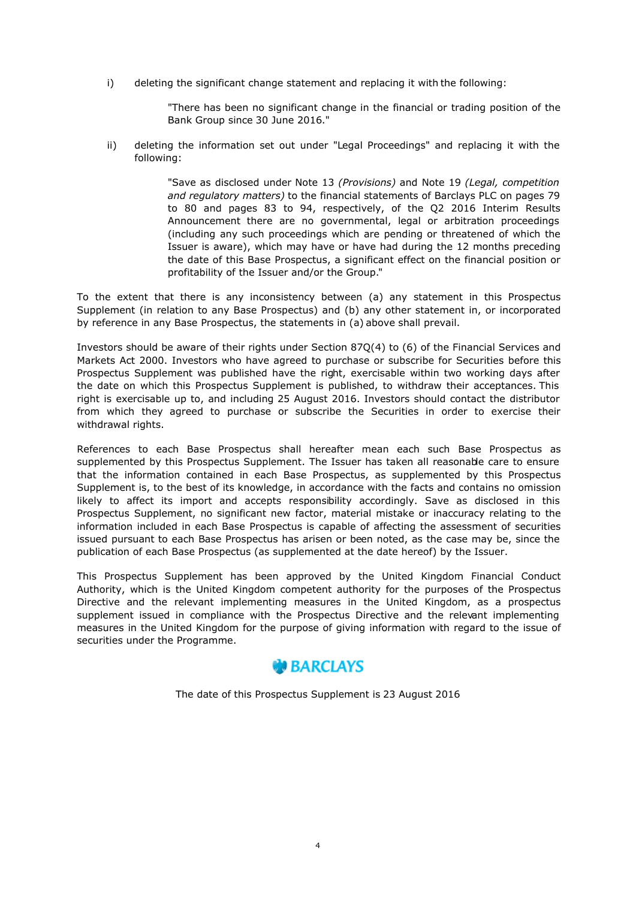i) deleting the significant change statement and replacing it with the following:

> "There has been no significant change in the financial or trading position of the Bank Group since 30 June 2016."

ii) deleting the information set out under "Legal Proceedings" and replacing it with the following:

> "Save as disclosed under Note 13 *(Provisions)* and Note 19 *(Legal, competition and regulatory matters)* to the financial statements of Barclays PLC on pages 79 to 80 and pages 83 to 94, respectively, of the Q2 2016 Interim Results Announcement there are no governmental, legal or arbitration proceedings (including any such proceedings which are pending or threatened of which the Issuer is aware), which may have or have had during the 12 months preceding the date of this Base Prospectus, a significant effect on the financial position or profitability of the Issuer and/or the Group."

To the extent that there is any inconsistency between (a) any statement in this Prospectus Supplement (in relation to any Base Prospectus) and (b) any other statement in, or incorporated by reference in any Base Prospectus, the statements in (a) above shall prevail.

Investors should be aware of their rights under Section 87Q(4) to (6) of the Financial Services and Markets Act 2000. Investors who have agreed to purchase or subscribe for Securities before this Prospectus Supplement was published have the right, exercisable within two working days after the date on which this Prospectus Supplement is published, to withdraw their acceptances. This right is exercisable up to, and including 25 August 2016. Investors should contact the distributor from which they agreed to purchase or subscribe the Securities in order to exercise their withdrawal rights.

References to each Base Prospectus shall hereafter mean each such Base Prospectus as supplemented by this Prospectus Supplement. The Issuer has taken all reasonable care to ensure that the information contained in each Base Prospectus, as supplemented by this Prospectus Supplement is, to the best of its knowledge, in accordance with the facts and contains no omission likely to affect its import and accepts responsibility accordingly. Save as disclosed in this Prospectus Supplement, no significant new factor, material mistake or inaccuracy relating to the information included in each Base Prospectus is capable of affecting the assessment of securities issued pursuant to each Base Prospectus has arisen or been noted, as the case may be, since the publication of each Base Prospectus (as supplemented at the date hereof) by the Issuer.

This Prospectus Supplement has been approved by the United Kingdom Financial Conduct Authority, which is the United Kingdom competent authority for the purposes of the Prospectus Directive and the relevant implementing measures in the United Kingdom, as a prospectus supplement issued in compliance with the Prospectus Directive and the relevant implementing measures in the United Kingdom for the purpose of giving information with regard to the issue of securities under the Programme.

BARCLAYS

The date of this Prospectus Supplement is 23 August 2016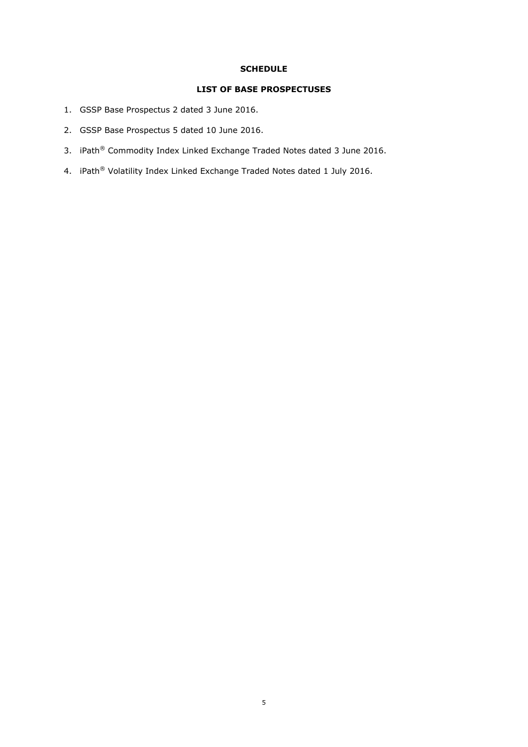## SCHEDULE

## LIST OF BASE PROSPECTUSES

1. GSSP Base Prospectus 2 dated 3 June 2016.
2. GSSP Base Prospectus 5 dated 10 June 2016.
3. iPath® Commodity Index Linked Exchange Traded Notes dated 3 June 2016.
4. iPath® Volatility Index Linked Exchange Traded Notes dated 1 July 2016.